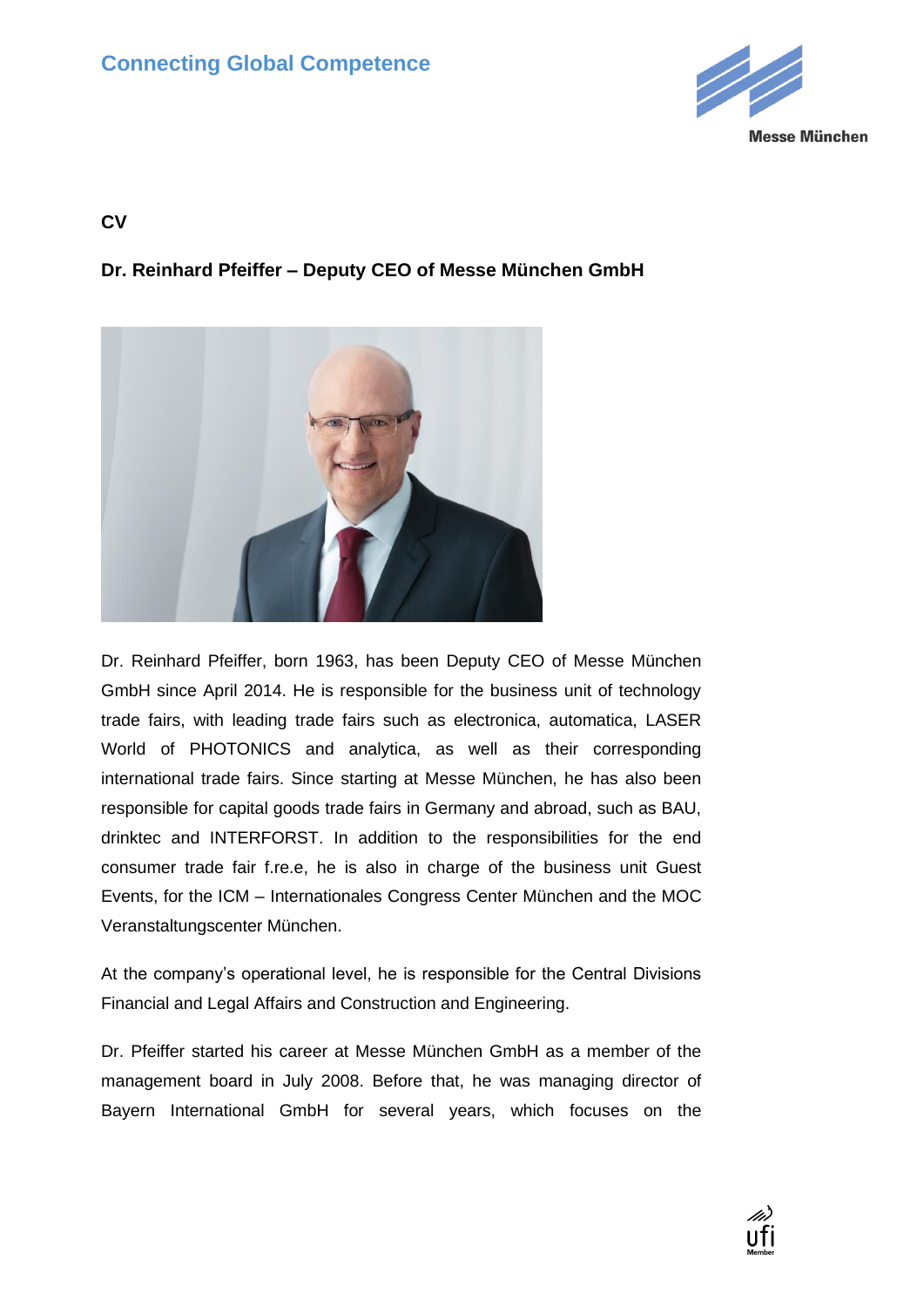# CV

## Dr. Reinhard Pfeiffer – Deputy CEO of Messe München GmbH

Dr. Reinhard Pfeiffer, born 1963, has been Deputy CEO of Messe München GmbH since April 2014. He is responsible for the business unit of technology trade fairs, with leading trade fairs such as electronica, automatica, LASER World of PHOTONICS and analytica, as well as their corresponding international trade fairs. Since starting at Messe München, he has also been responsible for capital goods trade fairs in Germany and abroad, such as BAU, drinktec and INTERFORST. In addition to the responsibilities for the end consumer trade fair f.re.e, he is also in charge of the business unit Guest Events, for the ICM – Internationales Congress Center München and the MOC Veranstaltungscenter München.

At the company's operational level, he is responsible for the Central Divisions Financial and Legal Affairs and Construction and Engineering.

Dr. Pfeiffer started his career at Messe München GmbH as a member of the management board in July 2008. Before that, he was managing director of Bayern International GmbH for several years, which focuses on the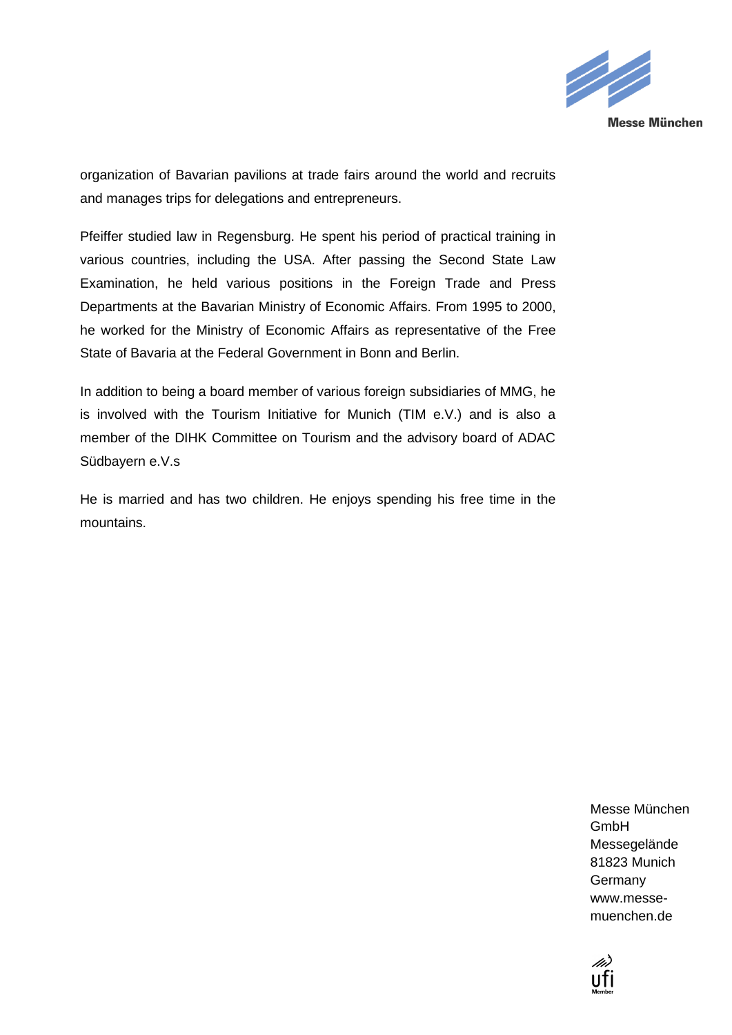organization of Bavarian pavilions at trade fairs around the world and recruits and manages trips for delegations and entrepreneurs.

Pfeiffer studied law in Regensburg. He spent his period of practical training in various countries, including the USA. After passing the Second State Law Examination, he held various positions in the Foreign Trade and Press Departments at the Bavarian Ministry of Economic Affairs. From 1995 to 2000, he worked for the Ministry of Economic Affairs as representative of the Free State of Bavaria at the Federal Government in Bonn and Berlin.

In addition to being a board member of various foreign subsidiaries of MMG, he is involved with the Tourism Initiative for Munich (TIM e.V.) and is also a member of the DIHK Committee on Tourism and the advisory board of ADAC Südbayern e.V.s

He is married and has two children. He enjoys spending his free time in the mountains.

Messe München GmbH
Messegelände
81823 Munich
Germany
www.messe-muenchen.de